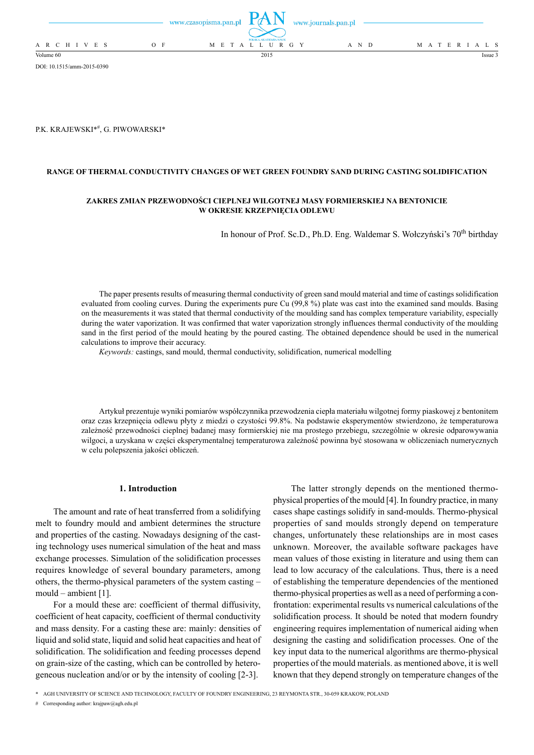P.K. KRAJEWSKI*[#], G. PIWOWARSKI*

# RANGE OF THERMAL CONDUCTIVITY CHANGES OF WET GREEN FOUNDRY SAND DURING CASTING SOLIDIFICATION

## ZAKRES ZMIAN PRZEWODNOŚCI CIEPLNEJ WILGOTNEJ MASY FORMIERSKIEJ NA BENTONICIE W OKRESIE KRZEPNIĘCIA ODLEWU

In honour of Prof. Sc.D., Ph.D. Eng. Waldemar S. Wołczyński's 70[th] birthday

The paper presents results of measuring thermal conductivity of green sand mould material and time of castings solidification evaluated from cooling curves. During the experiments pure Cu (99,8 %) plate was cast into the examined sand moulds. Basing on the measurements it was stated that thermal conductivity of the moulding sand has complex temperature variability, especially during the water vaporization. It was confirmed that water vaporization strongly influences thermal conductivity of the moulding sand in the first period of the mould heating by the poured casting. The obtained dependence should be used in the numerical calculations to improve their accuracy.

*Keywords:* castings, sand mould, thermal conductivity, solidification, numerical modelling

Artykuł prezentuje wyniki pomiarów współczynnika przewodzenia ciepła materiału wilgotnej formy piaskowej z bentonitem oraz czas krzepnięcia odlewu płyty z miedzi o czystości 99.8%. Na podstawie eksperymentów stwierdzono, że temperaturowa zależność przewodności cieplnej badanej masy formierskiej nie ma prostego przebiegu, szczególnie w okresie odparowywania wilgoci, a uzyskana w części eksperymentalnej temperaturowa zależność powinna być stosowana w obliczeniach numerycznych w celu polepszenia jakości obliczeń.

## 1. Introduction

The amount and rate of heat transferred from a solidifying melt to foundry mould and ambient determines the structure and properties of the casting. Nowadays designing of the casting technology uses numerical simulation of the heat and mass exchange processes. Simulation of the solidification processes requires knowledge of several boundary parameters, among others, the thermo-physical parameters of the system casting – mould – ambient [1].

For a mould these are: coefficient of thermal diffusivity, coefficient of heat capacity, coefficient of thermal conductivity and mass density. For a casting these are: mainly: densities of liquid and solid state, liquid and solid heat capacities and heat of solidification. The solidification and feeding processes depend on grain-size of the casting, which can be controlled by heterogeneous nucleation and/or or by the intensity of cooling [2-3]. The latter strongly depends on the mentioned thermo-physical properties of the mould [4]. In foundry practice, in many cases shape castings solidify in sand-moulds. Thermo-physical properties of sand moulds strongly depend on temperature changes, unfortunately these relationships are in most cases unknown. Moreover, the available software packages have mean values of those existing in literature and using them can lead to low accuracy of the calculations. Thus, there is a need of establishing the temperature dependencies of the mentioned thermo-physical properties as well as a need of performing a confrontation: experimental results vs numerical calculations of the solidification process. It should be noted that modern foundry engineering requires implementation of numerical aiding when designing the casting and solidification processes. One of the key input data to the numerical algorithms are thermo-physical properties of the mould materials. as mentioned above, it is well known that they depend strongly on temperature changes of the

\* AGH UNIVERSITY OF SCIENCE AND TECHNOLOGY, FACULTY OF FOUNDRY ENGINEERING, 23 REYMONTA STR., 30-059 KRAKOW, POLAND

\# Corresponding author: krajpaw@agh.edu.pl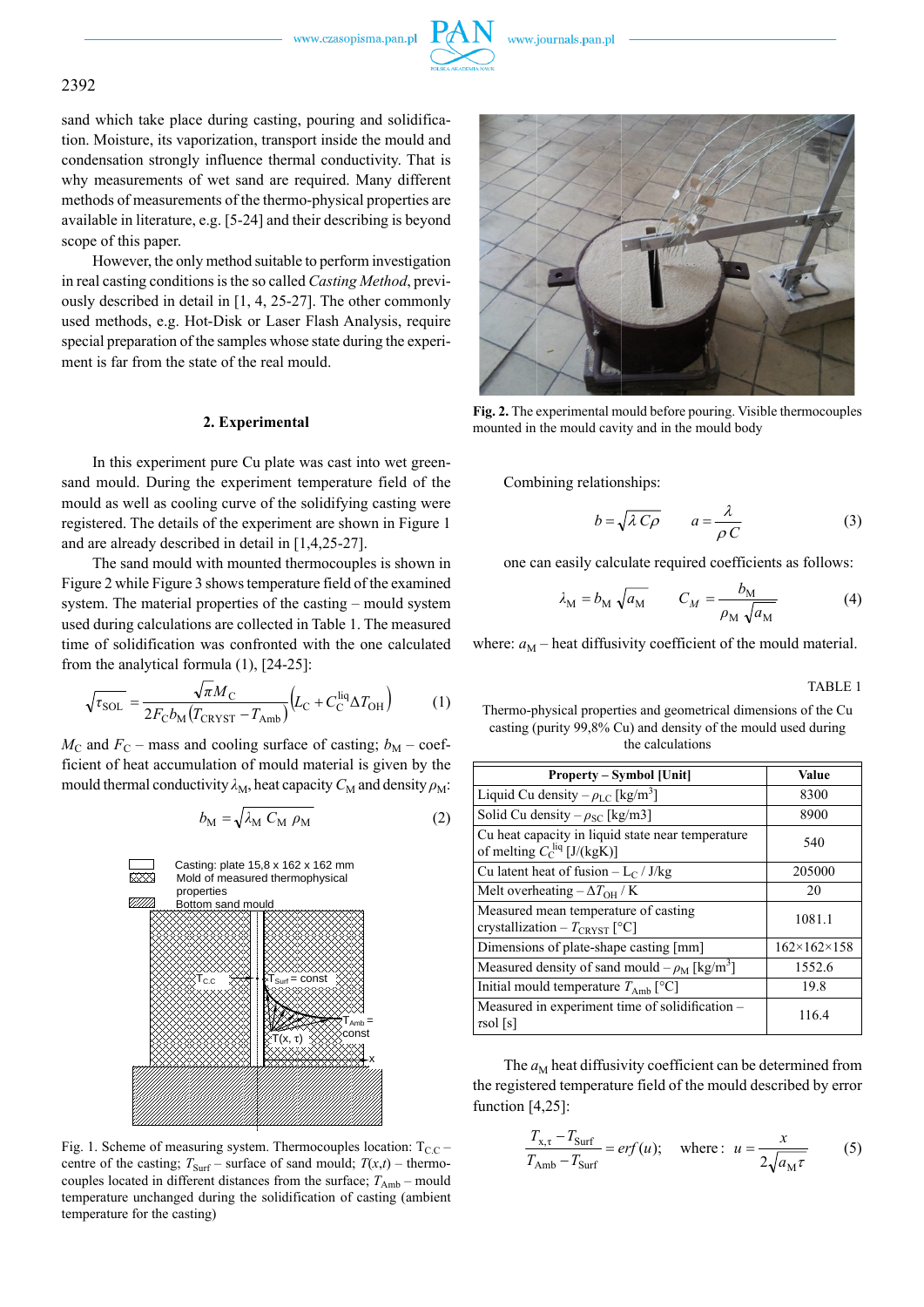sand which take place during casting, pouring and solidification. Moisture, its vaporization, transport inside the mould and condensation strongly influence thermal conductivity. That is why measurements of wet sand are required. Many different methods of measurements of the thermo-physical properties are available in literature, e.g. [5-24] and their describing is beyond scope of this paper.

However, the only method suitable to perform investigation in real casting conditions is the so called *Casting Method*, previously described in detail in [1, 4, 25-27]. The other commonly used methods, e.g. Hot-Disk or Laser Flash Analysis, require special preparation of the samples whose state during the experiment is far from the state of the real mould.

## 2. Experimental

In this experiment pure Cu plate was cast into wet green-sand mould. During the experiment temperature field of the mould as well as cooling curve of the solidifying casting were registered. The details of the experiment are shown in Figure 1 and are already described in detail in [1,4,25-27].

The sand mould with mounted thermocouples is shown in Figure 2 while Figure 3 shows temperature field of the examined system. The material properties of the casting – mould system used during calculations are collected in Table 1. The measured time of solidification was confronted with the one calculated from the analytical formula (1), [24-25]:

$$\sqrt{\tau_{SOL}} = \frac{\sqrt{\pi} M_C}{2 F_C b_M (T_{CRYST} - T_{Amb})} \left( L_C + C_C^{liq} \Delta T_{OH} \right) \tag{1}$$

$M_C$ and $F_C$ – mass and cooling surface of casting; $b_M$ – coefficient of heat accumulation of mould material is given by the mould thermal conductivity $\lambda_M$, heat capacity $C_M$ and density $\rho_M$:

$$b_M = \sqrt{\lambda_M C_M \rho_M} \tag{2}$$

Casting: plate 15,8 x 162 x 162 mm
Mold of measured thermophysical properties
Bottom sand mould

Fig. 1. Scheme of measuring system. Thermocouples location: $T_{C.C}$ – centre of the casting; $T_{Surf}$ – surface of sand mould; $T(x,t)$ – thermocouples located in different distances from the surface; $T_{Amb}$ – mould temperature unchanged during the solidification of casting (ambient temperature for the casting)

Fig. 2. The experimental mould before pouring. Visible thermocouples mounted in the mould cavity and in the mould body

Combining relationships:

$$b = \sqrt{\lambda C \rho} \qquad a = \frac{\lambda}{\rho C} \tag{3}$$

one can easily calculate required coefficients as follows:

$$\lambda_M = b_M \sqrt{a_M} \qquad C_M = \frac{b_M}{\rho_M \sqrt{a_M}} \tag{4}$$

where: $a_M$ – heat diffusivity coefficient of the mould material.

TABLE 1

Thermo-physical properties and geometrical dimensions of the Cu casting (purity 99,8% Cu) and density of the mould used during the calculations

| Property – Symbol [Unit] | Value |
|---|---|
| Liquid Cu density – $\rho_{LC}$ [kg/m$^3$] | 8300 |
| Solid Cu density – $\rho_{SC}$ [kg/m3] | 8900 |
| Cu heat capacity in liquid state near temperature of melting $C_C^{liq}$ [J/(kgK)] | 540 |
| Cu latent heat of fusion – $L_C$ / J/kg | 205000 |
| Melt overheating – $\Delta T_{OH}$ / K | 20 |
| Measured mean temperature of casting crystallization – $T_{CRYST}$ [°C] | 1081.1 |
| Dimensions of plate-shape casting [mm] | 162×162×158 |
| Measured density of sand mould – $\rho_M$ [kg/m$^3$] | 1552.6 |
| Initial mould temperature $T_{Amb}$ [°C] | 19.8 |
| Measured in experiment time of solidification – $\tau$sol [s] | 116.4 |

The $a_M$ heat diffusivity coefficient can be determined from the registered temperature field of the mould described by error function [4,25]:

$$\frac{T_{x,\tau} - T_{Surf}}{T_{Amb} - T_{Surf}} = erf(u); \quad \text{where: } u = \frac{x}{2\sqrt{a_M \tau}} \tag{5}$$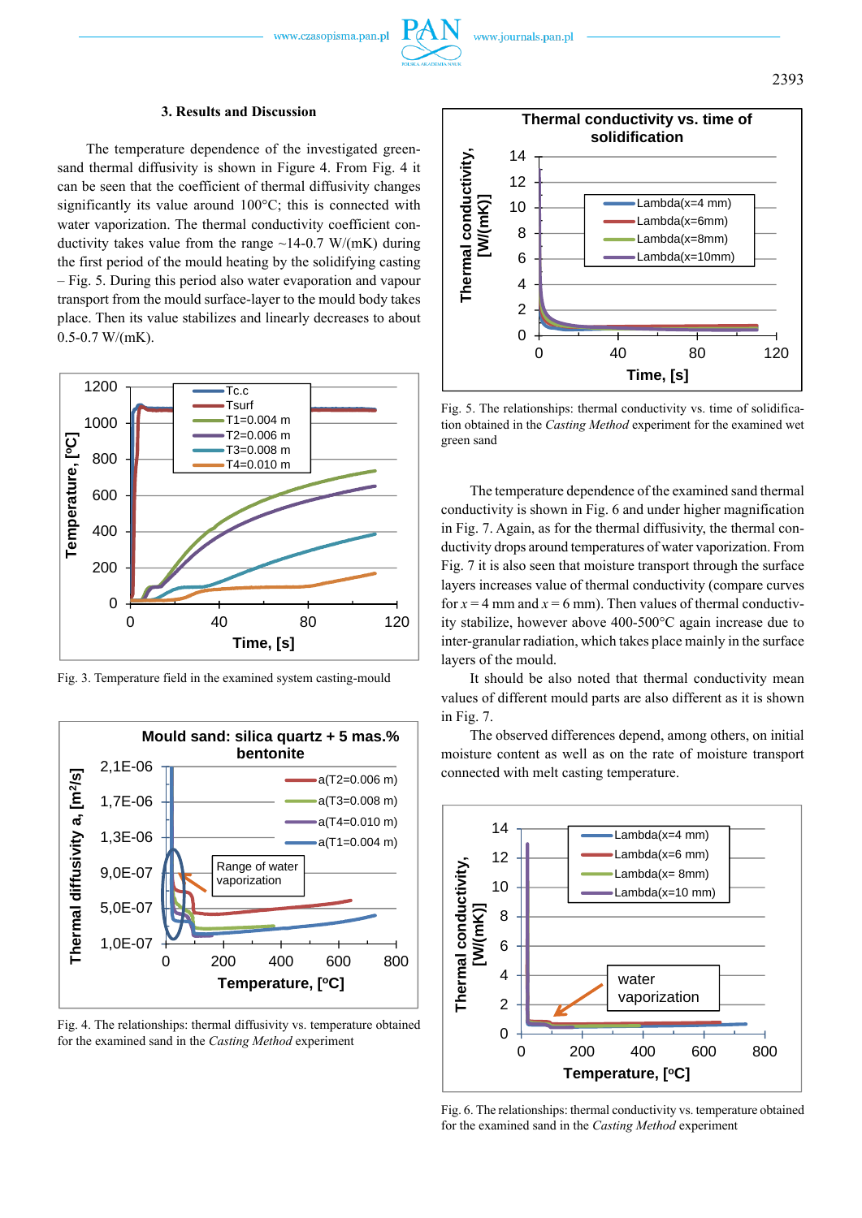### 3. Results and Discussion

The temperature dependence of the investigated green-sand thermal diffusivity is shown in Figure 4. From Fig. 4 it can be seen that the coefficient of thermal diffusivity changes significantly its value around 100°C; this is connected with water vaporization. The thermal conductivity coefficient conductivity takes value from the range ~14-0.7 W/(mK) during the first period of the mould heating by the solidifying casting – Fig. 5. During this period also water evaporation and vapour transport from the mould surface-layer to the mould body takes place. Then its value stabilizes and linearly decreases to about 0.5-0.7 W/(mK).

Fig. 3. Temperature field in the examined system casting-mould

Fig. 4. The relationships: thermal diffusivity vs. temperature obtained for the examined sand in the *Casting Method* experiment

Fig. 5. The relationships: thermal conductivity vs. time of solidification obtained in the *Casting Method* experiment for the examined wet green sand

The temperature dependence of the examined sand thermal conductivity is shown in Fig. 6 and under higher magnification in Fig. 7. Again, as for the thermal diffusivity, the thermal conductivity drops around temperatures of water vaporization. From Fig. 7 it is also seen that moisture transport through the surface layers increases value of thermal conductivity (compare curves for $x = 4$ mm and $x = 6$ mm). Then values of thermal conductivity stabilize, however above 400-500°C again increase due to inter-granular radiation, which takes place mainly in the surface layers of the mould.

It should be also noted that thermal conductivity mean values of different mould parts are also different as it is shown in Fig. 7.

The observed differences depend, among others, on initial moisture content as well as on the rate of moisture transport connected with melt casting temperature.

Fig. 6. The relationships: thermal conductivity vs. temperature obtained for the examined sand in the *Casting Method* experiment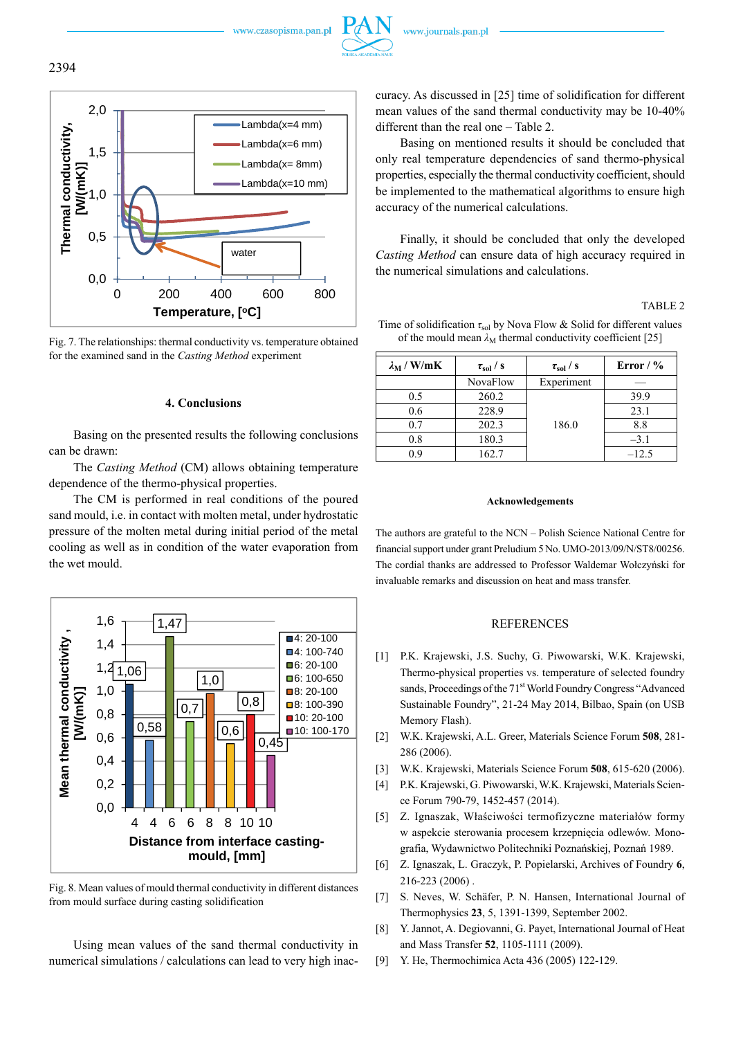Fig. 7. The relationships: thermal conductivity vs. temperature obtained for the examined sand in the *Casting Method* experiment

## 4. Conclusions

Basing on the presented results the following conclusions can be drawn:

The *Casting Method* (CM) allows obtaining temperature dependence of the thermo-physical properties.

The CM is performed in real conditions of the poured sand mould, i.e. in contact with molten metal, under hydrostatic pressure of the molten metal during initial period of the metal cooling as well as in condition of the water evaporation from the wet mould.

Fig. 8. Mean values of mould thermal conductivity in different distances from mould surface during casting solidification

Using mean values of the sand thermal conductivity in numerical simulations / calculations can lead to very high inaccuracy. As discussed in [25] time of solidification for different mean values of the sand thermal conductivity may be 10-40% different than the real one – Table 2.

Basing on mentioned results it should be concluded that only real temperature dependencies of sand thermo-physical properties, especially the thermal conductivity coefficient, should be implemented to the mathematical algorithms to ensure high accuracy of the numerical calculations.

Finally, it should be concluded that only the developed *Casting Method* can ensure data of high accuracy required in the numerical simulations and calculations.

TABLE 2

Time of solidification $\tau_{sol}$ by Nova Flow & Solid for different values of the mould mean $\lambda_M$ thermal conductivity coefficient [25]

| $\lambda_M$ / W/mK | $\tau_{sol}$ / s | $\tau_{sol}$ / s | Error / % |
|---|---|---|---|
| | NovaFlow | Experiment | — |
| 0.5 | 260.2 | 186.0 | 39.9 |
| 0.6 | 228.9 | | 23.1 |
| 0.7 | 202.3 | | 8.8 |
| 0.8 | 180.3 | | –3.1 |
| 0.9 | 162.7 | | –12.5 |

### Acknowledgements

The authors are grateful to the NCN – Polish Science National Centre for financial support under grant Preludium 5 No. UMO-2013/09/N/ST8/00256. The cordial thanks are addressed to Professor Waldemar Wołczyński for invaluable remarks and discussion on heat and mass transfer.

## REFERENCES

[1] P.K. Krajewski, J.S. Suchy, G. Piwowarski, W.K. Krajewski, Thermo-physical properties vs. temperature of selected foundry sands, Proceedings of the 71st World Foundry Congress "Advanced Sustainable Foundry", 21-24 May 2014, Bilbao, Spain (on USB Memory Flash).

[2] W.K. Krajewski, A.L. Greer, Materials Science Forum **508**, 281-286 (2006).

[3] W.K. Krajewski, Materials Science Forum **508**, 615-620 (2006).

[4] P.K. Krajewski, G. Piwowarski, W.K. Krajewski, Materials Science Forum 790-79, 1452-457 (2014).

[5] Z. Ignaszak, Właściwości termofizyczne materiałów formy w aspekcie sterowania procesem krzepnięcia odlewów. Monografia, Wydawnictwo Politechniki Poznańskiej, Poznań 1989.

[6] Z. Ignaszak, L. Graczyk, P. Popielarski, Archives of Foundry **6**, 216-223 (2006) .

[7] S. Neves, W. Schäfer, P. N. Hansen, International Journal of Thermophysics **23**, 5, 1391-1399, September 2002.

[8] Y. Jannot, A. Degiovanni, G. Payet, International Journal of Heat and Mass Transfer **52**, 1105-1111 (2009).

[9] Y. He, Thermochimica Acta 436 (2005) 122-129.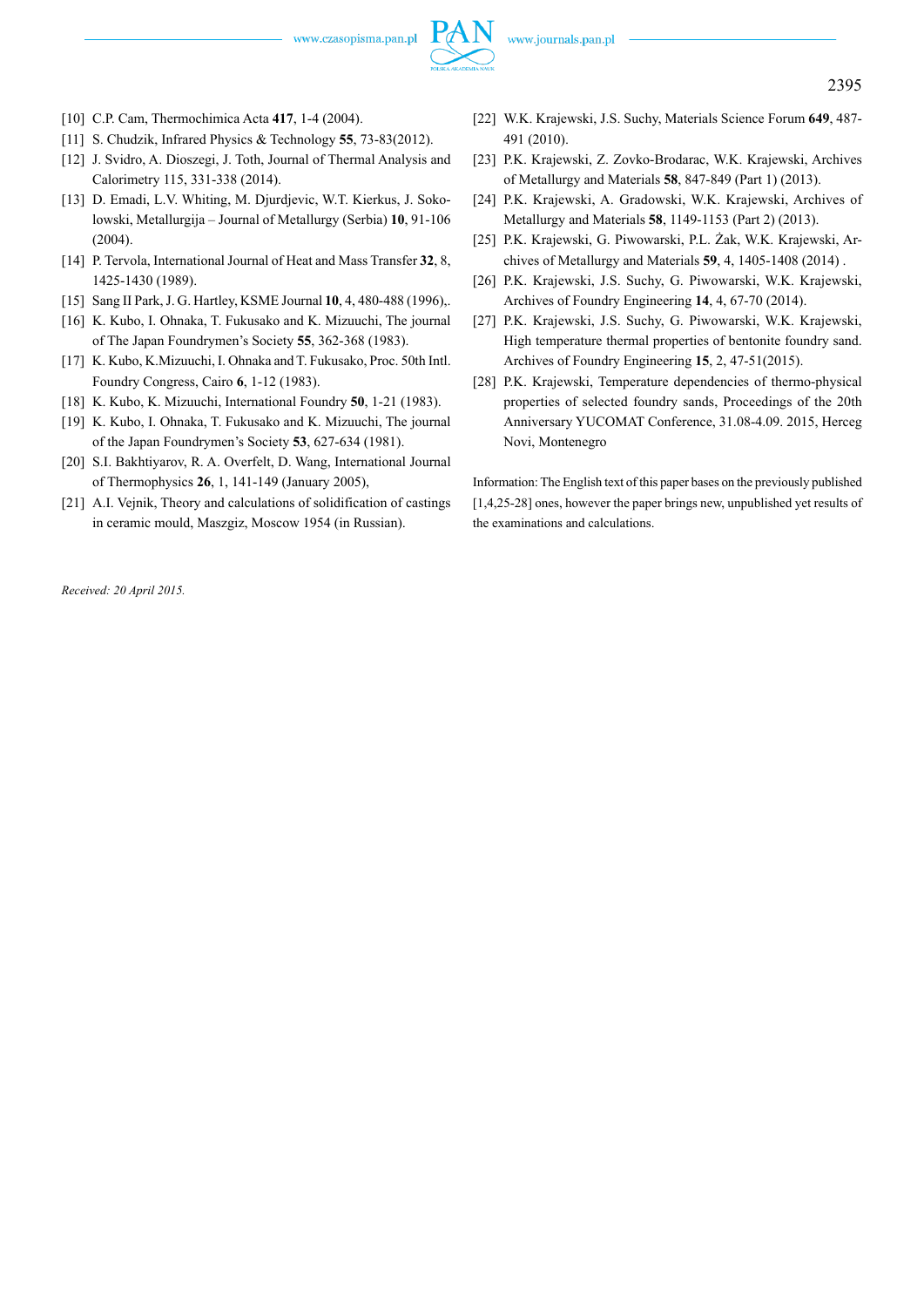[10] C.P. Cam, Thermochimica Acta **417**, 1-4 (2004).

[11] S. Chudzik, Infrared Physics & Technology **55**, 73-83(2012).

[12] J. Svidro, A. Dioszegi, J. Toth, Journal of Thermal Analysis and Calorimetry 115, 331-338 (2014).

[13] D. Emadi, L.V. Whiting, M. Djurdjevic, W.T. Kierkus, J. Sokolowski, Metallurgija – Journal of Metallurgy (Serbia) **10**, 91-106 (2004).

[14] P. Tervola, International Journal of Heat and Mass Transfer **32**, 8, 1425-1430 (1989).

[15] Sang II Park, J. G. Hartley, KSME Journal **10**, 4, 480-488 (1996),.

[16] K. Kubo, I. Ohnaka, T. Fukusako and K. Mizuuchi, The journal of The Japan Foundrymen's Society **55**, 362-368 (1983).

[17] K. Kubo, K.Mizuuchi, I. Ohnaka and T. Fukusako, Proc. 50th Intl. Foundry Congress, Cairo **6**, 1-12 (1983).

[18] K. Kubo, K. Mizuuchi, International Foundry **50**, 1-21 (1983).

[19] K. Kubo, I. Ohnaka, T. Fukusako and K. Mizuuchi, The journal of the Japan Foundrymen's Society **53**, 627-634 (1981).

[20] S.I. Bakhtiyarov, R. A. Overfelt, D. Wang, International Journal of Thermophysics **26**, 1, 141-149 (January 2005),

[21] A.I. Vejnik, Theory and calculations of solidification of castings in ceramic mould, Maszgiz, Moscow 1954 (in Russian).

[22] W.K. Krajewski, J.S. Suchy, Materials Science Forum **649**, 487-491 (2010).

[23] P.K. Krajewski, Z. Zovko-Brodarac, W.K. Krajewski, Archives of Metallurgy and Materials **58**, 847-849 (Part 1) (2013).

[24] P.K. Krajewski, A. Gradowski, W.K. Krajewski, Archives of Metallurgy and Materials **58**, 1149-1153 (Part 2) (2013).

[25] P.K. Krajewski, G. Piwowarski, P.L. Żak, W.K. Krajewski, Archives of Metallurgy and Materials **59**, 4, 1405-1408 (2014) .

[26] P.K. Krajewski, J.S. Suchy, G. Piwowarski, W.K. Krajewski, Archives of Foundry Engineering **14**, 4, 67-70 (2014).

[27] P.K. Krajewski, J.S. Suchy, G. Piwowarski, W.K. Krajewski, High temperature thermal properties of bentonite foundry sand. Archives of Foundry Engineering **15**, 2, 47-51(2015).

[28] P.K. Krajewski, Temperature dependencies of thermo-physical properties of selected foundry sands, Proceedings of the 20th Anniversary YUCOMAT Conference, 31.08-4.09. 2015, Herceg Novi, Montenegro

Information: The English text of this paper bases on the previously published [1,4,25-28] ones, however the paper brings new, unpublished yet results of the examinations and calculations.

*Received: 20 April 2015.*